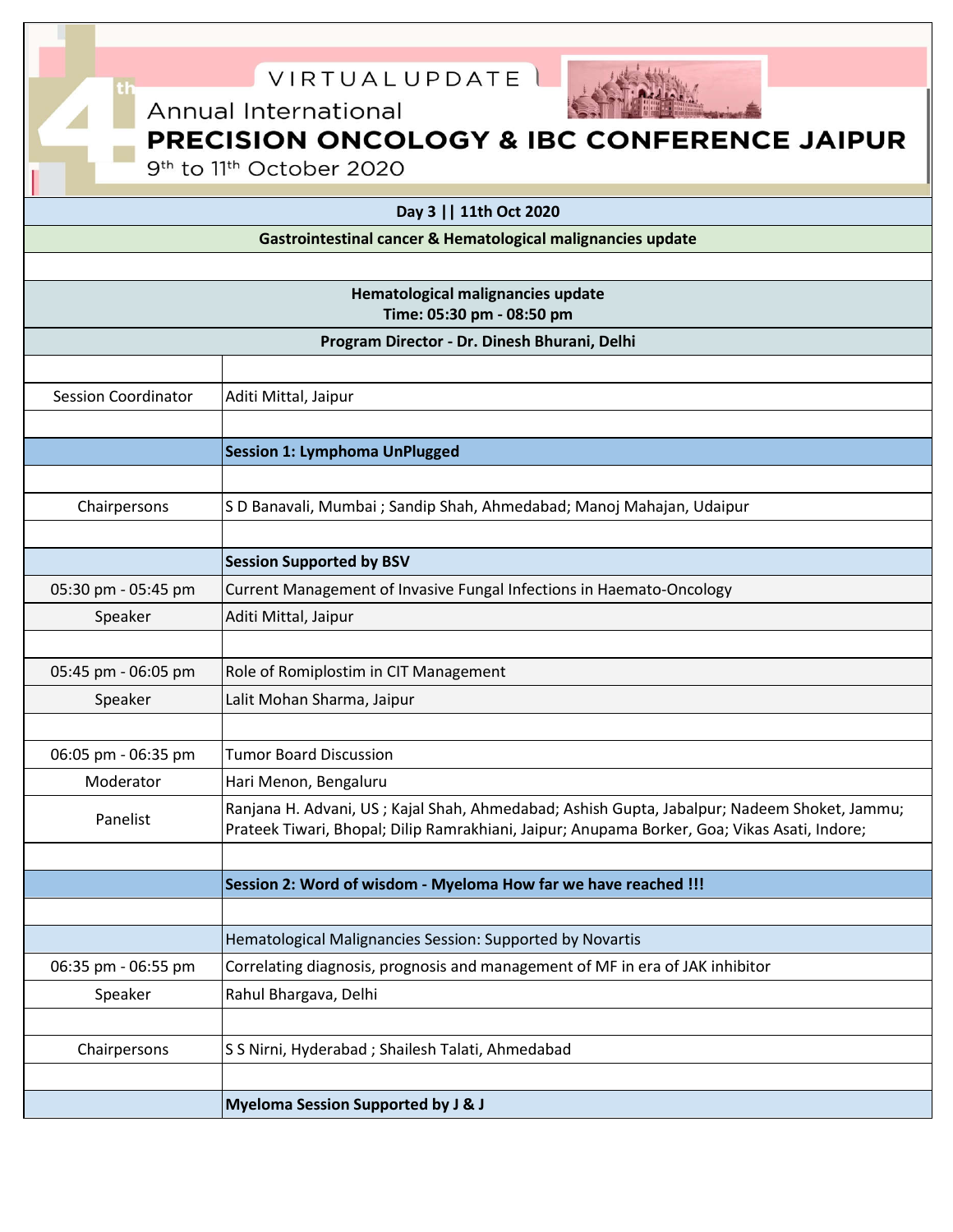# 4th Annual International PRECISION ONCOLOGY & IBC CONFERENCE JAIPUR

VIRTUAL UPDATE

9th to 11th October 2020

| Day 3 \|\| 11th Oct 2020 | |
|---|---|
| **Gastrointestinal cancer & Hematological malignancies update** | |
| | |
| **Hematological malignancies update**<br>**Time: 05:30 pm - 08:50 pm** | |
| **Program Director - Dr. Dinesh Bhurani, Delhi** | |
| | |
| Session Coordinator | Aditi Mittal, Jaipur |
| | |
| | **Session 1: Lymphoma UnPlugged** |
| | |
| Chairpersons | S D Banavali, Mumbai ; Sandip Shah, Ahmedabad; Manoj Mahajan, Udaipur |
| | |
| | **Session Supported by BSV** |
| 05:30 pm - 05:45 pm | Current Management of Invasive Fungal Infections in Haemato-Oncology |
| Speaker | Aditi Mittal, Jaipur |
| | |
| 05:45 pm - 06:05 pm | Role of Romiplostim in CIT Management |
| Speaker | Lalit Mohan Sharma, Jaipur |
| | |
| 06:05 pm - 06:35 pm | Tumor Board Discussion |
| Moderator | Hari Menon, Bengaluru |
| Panelist | Ranjana H. Advani, US ; Kajal Shah, Ahmedabad; Ashish Gupta, Jabalpur; Nadeem Shoket, Jammu; Prateek Tiwari, Bhopal; Dilip Ramrakhiani, Jaipur; Anupama Borker, Goa; Vikas Asati, Indore; |
| | |
| | **Session 2: Word of wisdom - Myeloma How far we have reached !!!** |
| | |
| | Hematological Malignancies Session: Supported by Novartis |
| 06:35 pm - 06:55 pm | Correlating diagnosis, prognosis and management of MF in era of JAK inhibitor |
| Speaker | Rahul Bhargava, Delhi |
| | |
| Chairpersons | S S Nirni, Hyderabad ; Shailesh Talati, Ahmedabad |
| | |
| | **Myeloma Session Supported by J & J** |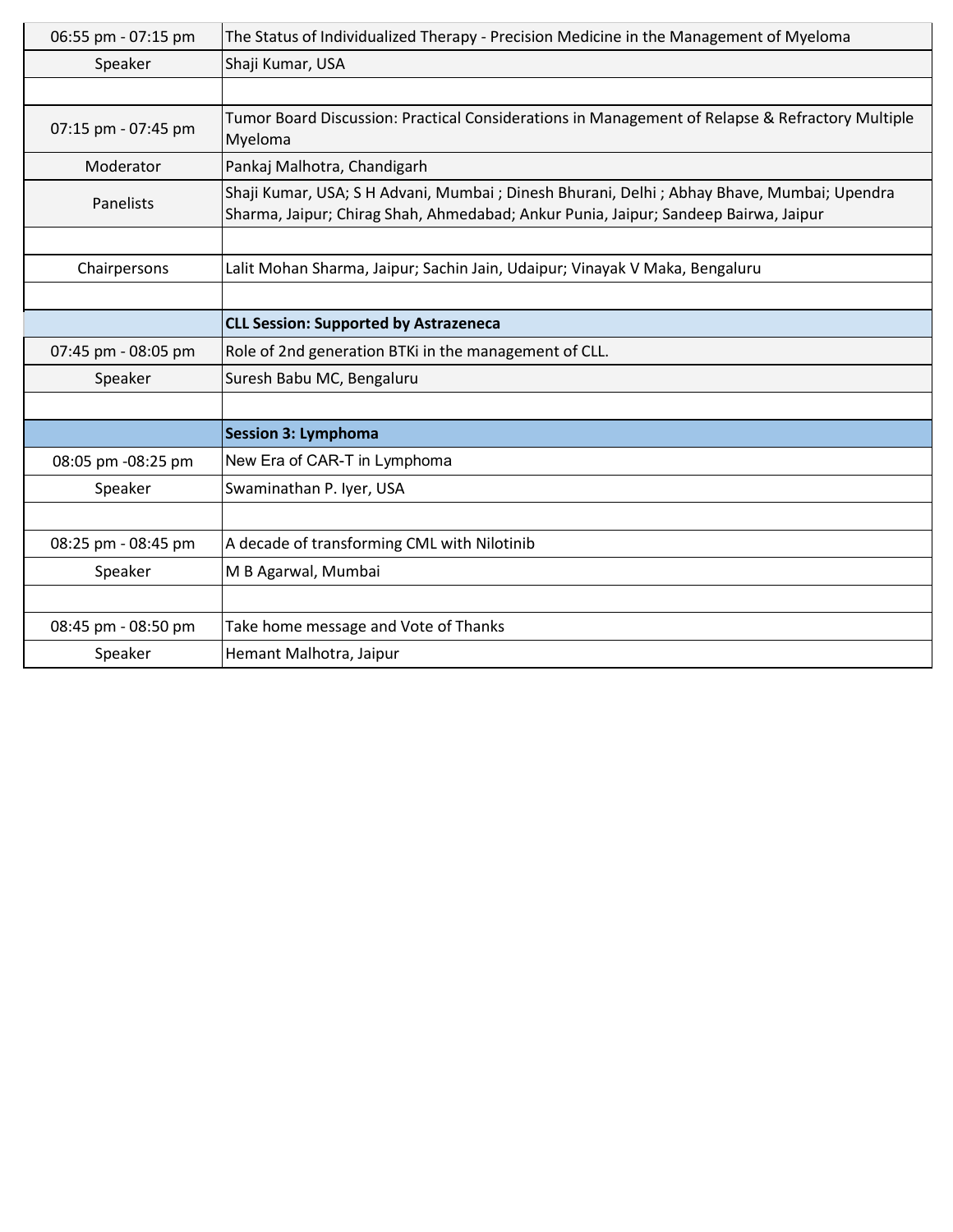| | |
|---|---|
| 06:55 pm - 07:15 pm | The Status of Individualized Therapy - Precision Medicine in the Management of Myeloma |
| Speaker | Shaji Kumar, USA |
| | |
| 07:15 pm - 07:45 pm | Tumor Board Discussion: Practical Considerations in Management of Relapse & Refractory Multiple Myeloma |
| Moderator | Pankaj Malhotra, Chandigarh |
| Panelists | Shaji Kumar, USA; S H Advani, Mumbai ; Dinesh Bhurani, Delhi ; Abhay Bhave, Mumbai; Upendra Sharma, Jaipur; Chirag Shah, Ahmedabad; Ankur Punia, Jaipur; Sandeep Bairwa, Jaipur |
| | |
| Chairpersons | Lalit Mohan Sharma, Jaipur; Sachin Jain, Udaipur; Vinayak V Maka, Bengaluru |
| | |
| | **CLL Session: Supported by Astrazeneca** |
| 07:45 pm - 08:05 pm | Role of 2nd generation BTKi in the management of CLL. |
| Speaker | Suresh Babu MC, Bengaluru |
| | |
| | **Session 3: Lymphoma** |
| 08:05 pm -08:25 pm | New Era of CAR-T in Lymphoma |
| Speaker | Swaminathan P. Iyer, USA |
| | |
| 08:25 pm - 08:45 pm | A decade of transforming CML with Nilotinib |
| Speaker | M B Agarwal, Mumbai |
| | |
| 08:45 pm - 08:50 pm | Take home message and Vote of Thanks |
| Speaker | Hemant Malhotra, Jaipur |